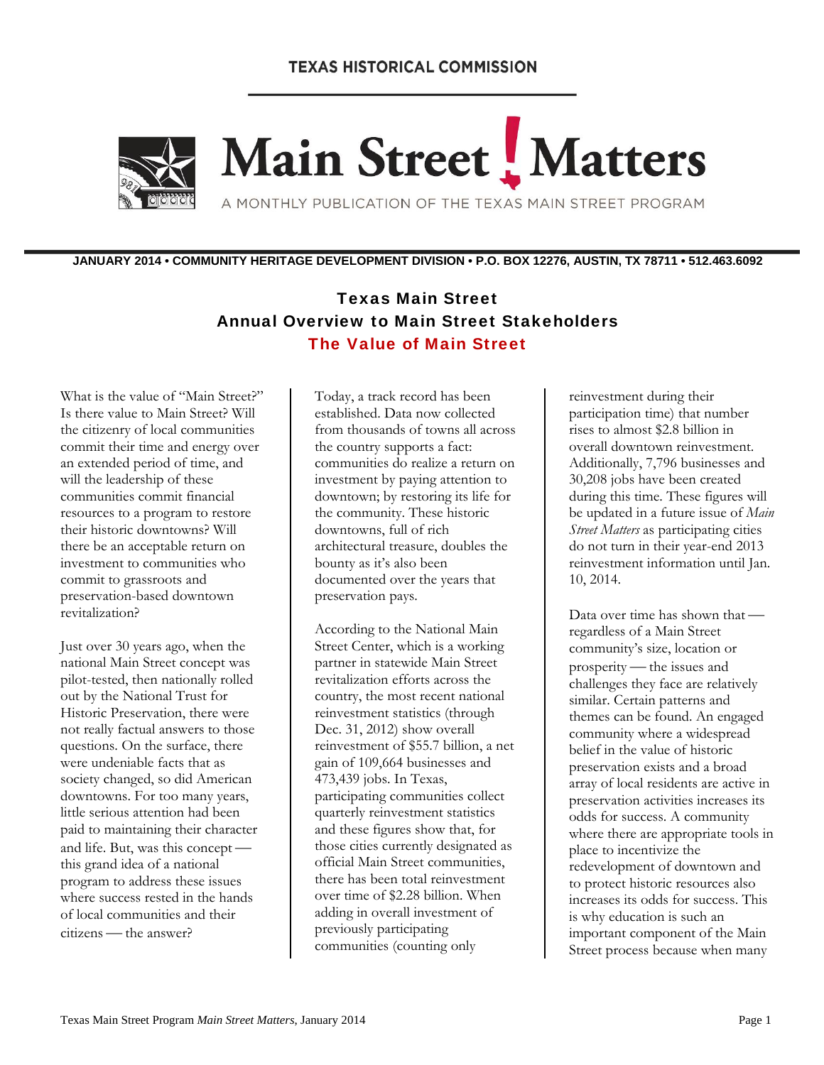TEXAS HISTORICAL COMMISSION

# Main Street ! Matters

A MONTHLY PUBLICATION OF THE TEXAS MAIN STREET PROGRAM

**JANUARY 2014 • COMMUNITY HERITAGE DEVELOPMENT DIVISION • P.O. BOX 12276, AUSTIN, TX 78711 • 512.463.6092**

## Texas Main Street
## Annual Overview to Main Street Stakeholders
## The Value of Main Street

What is the value of "Main Street?" Is there value to Main Street? Will the citizenry of local communities commit their time and energy over an extended period of time, and will the leadership of these communities commit financial resources to a program to restore their historic downtowns? Will there be an acceptable return on investment to communities who commit to grassroots and preservation-based downtown revitalization?

Just over 30 years ago, when the national Main Street concept was pilot-tested, then nationally rolled out by the National Trust for Historic Preservation, there were not really factual answers to those questions. On the surface, there were undeniable facts that as society changed, so did American downtowns. For too many years, little serious attention had been paid to maintaining their character and life. But, was this concept — this grand idea of a national program to address these issues where success rested in the hands of local communities and their citizens — the answer?

Today, a track record has been established. Data now collected from thousands of towns all across the country supports a fact: communities do realize a return on investment by paying attention to downtown; by restoring its life for the community. These historic downtowns, full of rich architectural treasure, doubles the bounty as it's also been documented over the years that preservation pays.

According to the National Main Street Center, which is a working partner in statewide Main Street revitalization efforts across the country, the most recent national reinvestment statistics (through Dec. 31, 2012) show overall reinvestment of $55.7 billion, a net gain of 109,664 businesses and 473,439 jobs. In Texas, participating communities collect quarterly reinvestment statistics and these figures show that, for those cities currently designated as official Main Street communities, there has been total reinvestment over time of $2.28 billion. When adding in overall investment of previously participating communities (counting only reinvestment during their participation time) that number rises to almost $2.8 billion in overall downtown reinvestment. Additionally, 7,796 businesses and 30,208 jobs have been created during this time. These figures will be updated in a future issue of *Main Street Matters* as participating cities do not turn in their year-end 2013 reinvestment information until Jan. 10, 2014.

Data over time has shown that — regardless of a Main Street community's size, location or prosperity — the issues and challenges they face are relatively similar. Certain patterns and themes can be found. An engaged community where a widespread belief in the value of historic preservation exists and a broad array of local residents are active in preservation activities increases its odds for success. A community where there are appropriate tools in place to incentivize the redevelopment of downtown and to protect historic resources also increases its odds for success. This is why education is such an important component of the Main Street process because when many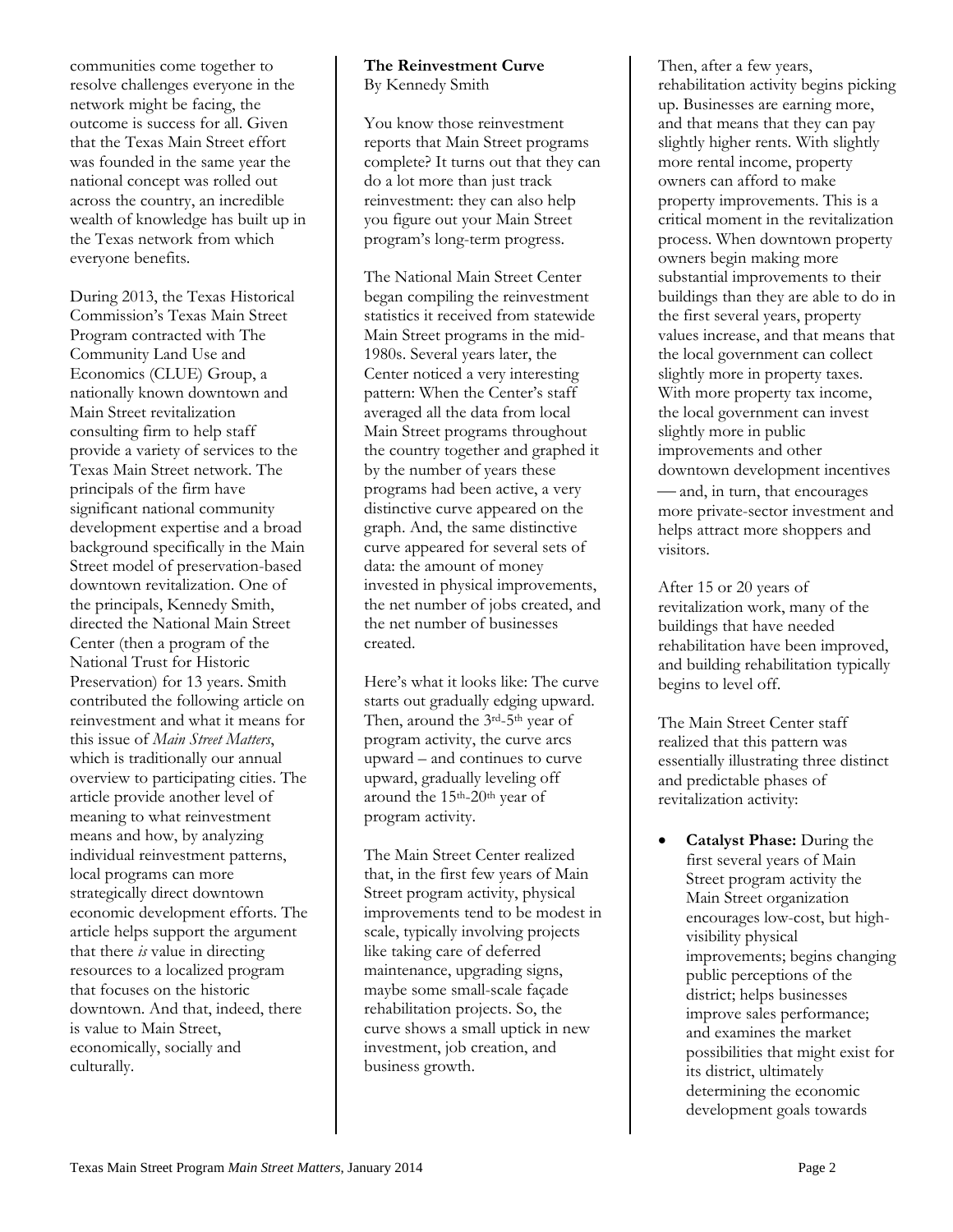communities come together to resolve challenges everyone in the network might be facing, the outcome is success for all. Given that the Texas Main Street effort was founded in the same year the national concept was rolled out across the country, an incredible wealth of knowledge has built up in the Texas network from which everyone benefits.

During 2013, the Texas Historical Commission's Texas Main Street Program contracted with The Community Land Use and Economics (CLUE) Group, a nationally known downtown and Main Street revitalization consulting firm to help staff provide a variety of services to the Texas Main Street network. The principals of the firm have significant national community development expertise and a broad background specifically in the Main Street model of preservation-based downtown revitalization. One of the principals, Kennedy Smith, directed the National Main Street Center (then a program of the National Trust for Historic Preservation) for 13 years. Smith contributed the following article on reinvestment and what it means for this issue of *Main Street Matters*, which is traditionally our annual overview to participating cities. The article provide another level of meaning to what reinvestment means and how, by analyzing individual reinvestment patterns, local programs can more strategically direct downtown economic development efforts. The article helps support the argument that there *is* value in directing resources to a localized program that focuses on the historic downtown. And that, indeed, there is value to Main Street, economically, socially and culturally.

**The Reinvestment Curve**
By Kennedy Smith

You know those reinvestment reports that Main Street programs complete? It turns out that they can do a lot more than just track reinvestment: they can also help you figure out your Main Street program's long-term progress.

The National Main Street Center began compiling the reinvestment statistics it received from statewide Main Street programs in the mid-1980s. Several years later, the Center noticed a very interesting pattern: When the Center's staff averaged all the data from local Main Street programs throughout the country together and graphed it by the number of years these programs had been active, a very distinctive curve appeared on the graph. And, the same distinctive curve appeared for several sets of data: the amount of money invested in physical improvements, the net number of jobs created, and the net number of businesses created.

Here's what it looks like: The curve starts out gradually edging upward. Then, around the 3rd-5th year of program activity, the curve arcs upward – and continues to curve upward, gradually leveling off around the 15th-20th year of program activity.

The Main Street Center realized that, in the first few years of Main Street program activity, physical improvements tend to be modest in scale, typically involving projects like taking care of deferred maintenance, upgrading signs, maybe some small-scale façade rehabilitation projects. So, the curve shows a small uptick in new investment, job creation, and business growth.

Then, after a few years, rehabilitation activity begins picking up. Businesses are earning more, and that means that they can pay slightly higher rents. With slightly more rental income, property owners can afford to make property improvements. This is a critical moment in the revitalization process. When downtown property owners begin making more substantial improvements to their buildings than they are able to do in the first several years, property values increase, and that means that the local government can collect slightly more in property taxes. With more property tax income, the local government can invest slightly more in public improvements and other downtown development incentives — and, in turn, that encourages more private-sector investment and helps attract more shoppers and visitors.

After 15 or 20 years of revitalization work, many of the buildings that have needed rehabilitation have been improved, and building rehabilitation typically begins to level off.

The Main Street Center staff realized that this pattern was essentially illustrating three distinct and predictable phases of revitalization activity:

- **Catalyst Phase:** During the first several years of Main Street program activity the Main Street organization encourages low-cost, but high-visibility physical improvements; begins changing public perceptions of the district; helps businesses improve sales performance; and examines the market possibilities that might exist for its district, ultimately determining the economic development goals towards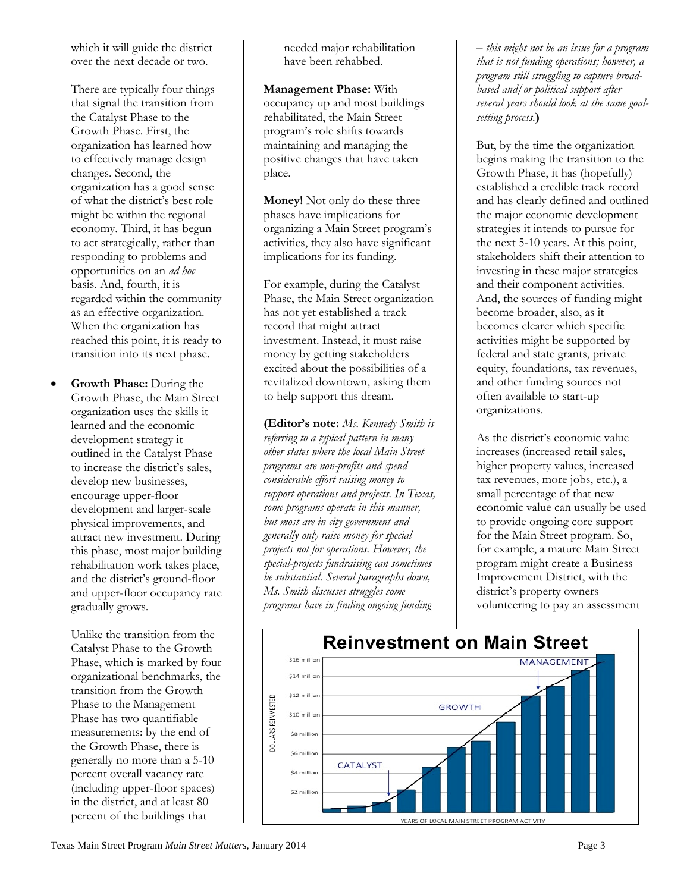which it will guide the district over the next decade or two.

There are typically four things that signal the transition from the Catalyst Phase to the Growth Phase. First, the organization has learned how to effectively manage design changes. Second, the organization has a good sense of what the district's best role might be within the regional economy. Third, it has begun to act strategically, rather than responding to problems and opportunities on an *ad hoc* basis. And, fourth, it is regarded within the community as an effective organization. When the organization has reached this point, it is ready to transition into its next phase.

- **Growth Phase:** During the Growth Phase, the Main Street organization uses the skills it learned and the economic development strategy it outlined in the Catalyst Phase to increase the district's sales, develop new businesses, encourage upper-floor development and larger-scale physical improvements, and attract new investment. During this phase, most major building rehabilitation work takes place, and the district's ground-floor and upper-floor occupancy rate gradually grows.

  Unlike the transition from the Catalyst Phase to the Growth Phase, which is marked by four organizational benchmarks, the transition from the Growth Phase to the Management Phase has two quantifiable measurements: by the end of the Growth Phase, there is generally no more than a 5-10 percent overall vacancy rate (including upper-floor spaces) in the district, and at least 80 percent of the buildings that needed major rehabilitation have been rehabbed.

**Management Phase:** With occupancy up and most buildings rehabilitated, the Main Street program's role shifts towards maintaining and managing the positive changes that have taken place.

**Money!** Not only do these three phases have implications for organizing a Main Street program's activities, they also have significant implications for its funding.

For example, during the Catalyst Phase, the Main Street organization has not yet established a track record that might attract investment. Instead, it must raise money by getting stakeholders excited about the possibilities of a revitalized downtown, asking them to help support this dream.

**(Editor's note:** *Ms. Kennedy Smith is referring to a typical pattern in many other states where the local Main Street programs are non-profits and spend considerable effort raising money to support operations and projects. In Texas, some programs operate in this manner, but most are in city government and generally only raise money for special projects not for operations. However, the special-projects fundraising can sometimes be substantial. Several paragraphs down, Ms. Smith discusses struggles some programs have in finding ongoing funding – this might not be an issue for a program that is not funding operations; however, a program still struggling to capture broad-based and/or political support after several years should look at the same goal-setting process.***)**

But, by the time the organization begins making the transition to the Growth Phase, it has (hopefully) established a credible track record and has clearly defined and outlined the major economic development strategies it intends to pursue for the next 5-10 years. At this point, stakeholders shift their attention to investing in these major strategies and their component activities. And, the sources of funding might become broader, also, as it becomes clearer which specific activities might be supported by federal and state grants, private equity, foundations, tax revenues, and other funding sources not often available to start-up organizations.

As the district's economic value increases (increased retail sales, higher property values, increased tax revenues, more jobs, etc.), a small percentage of that new economic value can usually be used to provide ongoing core support for the Main Street program. So, for example, a mature Main Street program might create a Business Improvement District, with the district's property owners volunteering to pay an assessment

**Reinvestment on Main Street**

(Chart: DOLLARS REINVESTED, $2 million to $16 million, vs. YEARS OF LOCAL MAIN STREET PROGRAM ACTIVITY; phases labeled CATALYST, GROWTH, MANAGEMENT)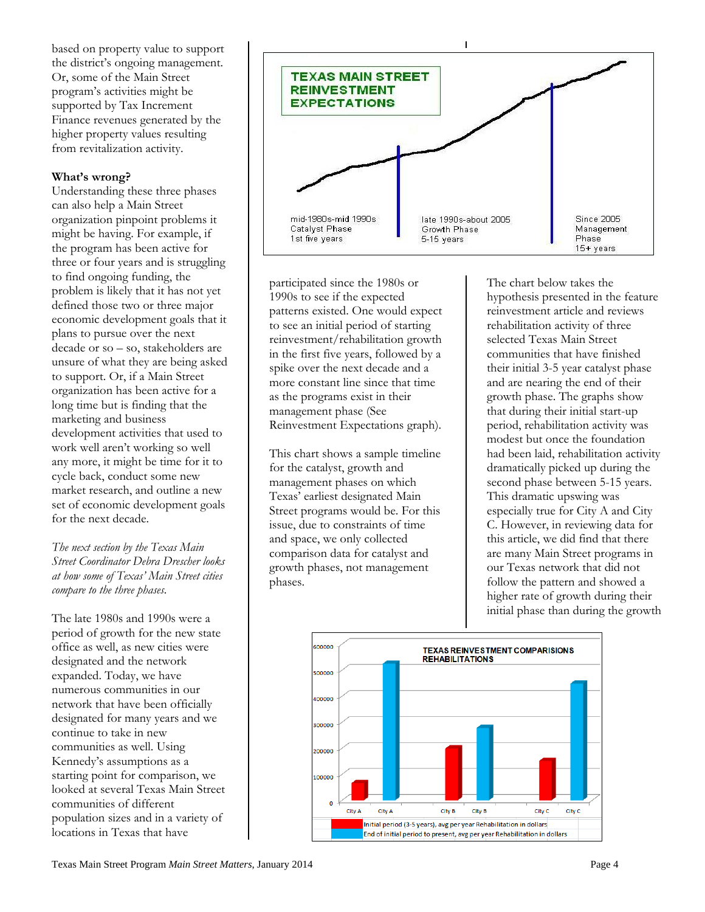based on property value to support the district's ongoing management. Or, some of the Main Street program's activities might be supported by Tax Increment Finance revenues generated by the higher property values resulting from revitalization activity.

**What's wrong?**

Understanding these three phases can also help a Main Street organization pinpoint problems it might be having. For example, if the program has been active for three or four years and is struggling to find ongoing funding, the problem is likely that it has not yet defined those two or three major economic development goals that it plans to pursue over the next decade or so – so, stakeholders are unsure of what they are being asked to support. Or, if a Main Street organization has been active for a long time but is finding that the marketing and business development activities that used to work well aren't working so well any more, it might be time for it to cycle back, conduct some new market research, and outline a new set of economic development goals for the next decade.

*The next section by the Texas Main Street Coordinator Debra Drescher looks at how some of Texas' Main Street cities compare to the three phases.*

The late 1980s and 1990s were a period of growth for the new state office as well, as new cities were designated and the network expanded. Today, we have numerous communities in our network that have been officially designated for many years and we continue to take in new communities as well. Using Kennedy's assumptions as a starting point for comparison, we looked at several Texas Main Street communities of different population sizes and in a variety of locations in Texas that have participated since the 1980s or 1990s to see if the expected patterns existed. One would expect to see an initial period of starting reinvestment/rehabilitation growth in the first five years, followed by a spike over the next decade and a more constant line since that time as the programs exist in their management phase (See Reinvestment Expectations graph).

TEXAS MAIN STREET REINVESTMENT EXPECTATIONS

mid-1980s-mid 1990s Catalyst Phase 1st five years | late 1990s-about 2005 Growth Phase 5-15 years | Since 2005 Management Phase 15+ years

This chart shows a sample timeline for the catalyst, growth and management phases on which Texas' earliest designated Main Street programs would be. For this issue, due to constraints of time and space, we only collected comparison data for catalyst and growth phases, not management phases.

The chart below takes the hypothesis presented in the feature reinvestment article and reviews rehabilitation activity of three selected Texas Main Street communities that have finished their initial 3-5 year catalyst phase and are nearing the end of their growth phase. The graphs show that during their initial start-up period, rehabilitation activity was modest but once the foundation had been laid, rehabilitation activity dramatically picked up during the second phase between 5-15 years. This dramatic upswing was especially true for City A and City C. However, in reviewing data for this article, we did find that there are many Main Street programs in our Texas network that did not follow the pattern and showed a higher rate of growth during their initial phase than during the growth

TEXAS REINVESTMENT COMPARISIONS REHABILITATIONS

Initial period (3-5 years), avg per year Rehabilitation in dollars
End of initial period to present, avg per year Rehabilitation in dollars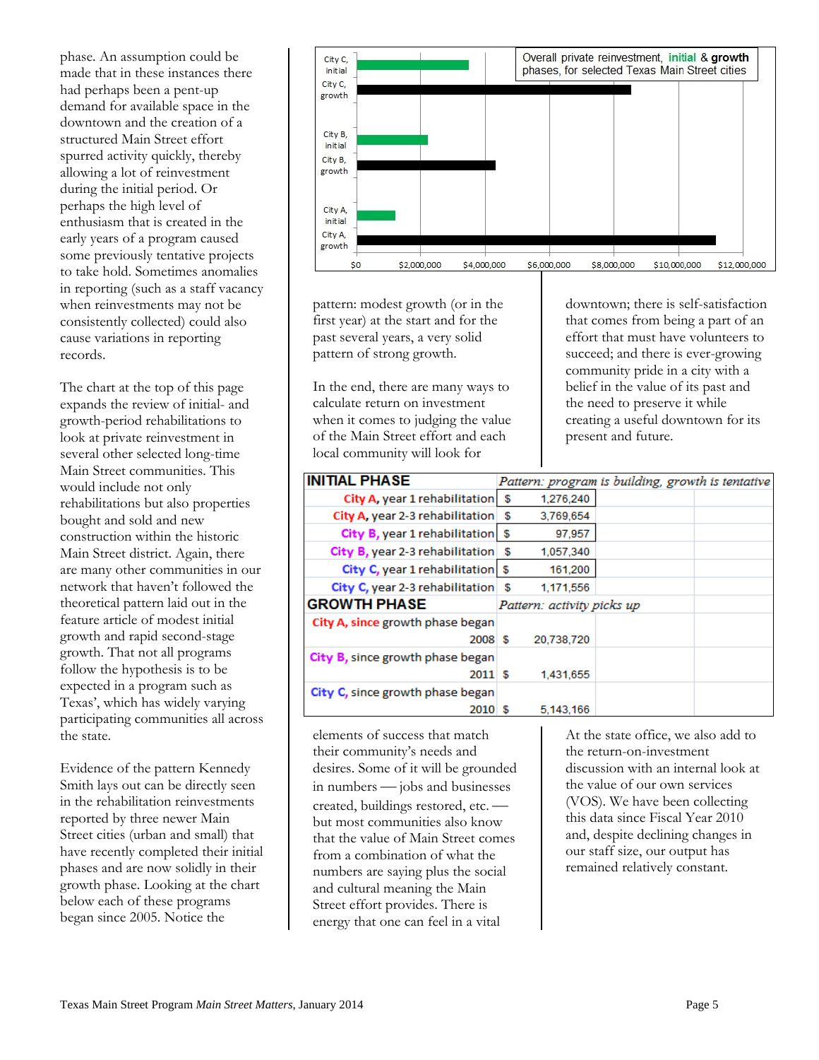phase. An assumption could be made that in these instances there had perhaps been a pent-up demand for available space in the downtown and the creation of a structured Main Street effort spurred activity quickly, thereby allowing a lot of reinvestment during the initial period. Or perhaps the high level of enthusiasm that is created in the early years of a program caused some previously tentative projects to take hold. Sometimes anomalies in reporting (such as a staff vacancy when reinvestments may not be consistently collected) could also cause variations in reporting records.

The chart at the top of this page expands the review of initial- and growth-period rehabilitations to look at private reinvestment in several other selected long-time Main Street communities. This would include not only rehabilitations but also properties bought and sold and new construction within the historic Main Street district. Again, there are many other communities in our network that haven't followed the theoretical pattern laid out in the feature article of modest initial growth and rapid second-stage growth. That not all programs follow the hypothesis is to be expected in a program such as Texas', which has widely varying participating communities all across the state.

Evidence of the pattern Kennedy Smith lays out can be directly seen in the rehabilitation reinvestments reported by three newer Main Street cities (urban and small) that have recently completed their initial phases and are now solidly in their growth phase. Looking at the chart below each of these programs began since 2005. Notice the pattern: modest growth (or in the first year) at the start and for the past several years, a very solid pattern of strong growth.

In the end, there are many ways to calculate return on investment when it comes to judging the value of the Main Street effort and each local community will look for elements of success that match their community's needs and desires. Some of it will be grounded in numbers — jobs and businesses created, buildings restored, etc. — but most communities also know that the value of Main Street comes from a combination of what the numbers are saying plus the social and cultural meaning the Main Street effort provides. There is energy that one can feel in a vital downtown; there is self-satisfaction that comes from being a part of an effort that must have volunteers to succeed; and there is ever-growing community pride in a city with a belief in the value of its past and the need to preserve it while creating a useful downtown for its present and future.

Overall private reinvestment, **initial** & **growth** phases, for selected Texas Main Street cities

| City | Phase | Approx. value |
|---|---|---|
| City C | initial | ~$3,500,000 |
| City C | growth | ~$8,500,000 |
| City B | initial | ~$2,200,000 |
| City B | growth | ~$4,300,000 |
| City A | initial | ~$1,200,000 |
| City A | growth | ~$11,000,000 |

| INITIAL PHASE | *Pattern: program is building, growth is tentative* |
|---|---|
| City A, year 1 rehabilitation | $ 1,276,240 |
| City A, year 2-3 rehabilitation | $ 3,769,654 |
| City B, year 1 rehabilitation | $ 97,957 |
| City B, year 2-3 rehabilitation | $ 1,057,340 |
| City C, year 1 rehabilitation | $ 161,200 |
| City C, year 2-3 rehabilitation | $ 1,171,556 |
| **GROWTH PHASE** | *Pattern: activity picks up* |
| City A, since growth phase began 2008 | $ 20,738,720 |
| City B, since growth phase began 2011 | $ 1,431,655 |
| City C, since growth phase began 2010 | $ 5,143,166 |

At the state office, we also add to the return-on-investment discussion with an internal look at the value of our own services (VOS). We have been collecting this data since Fiscal Year 2010 and, despite declining changes in our staff size, our output has remained relatively constant.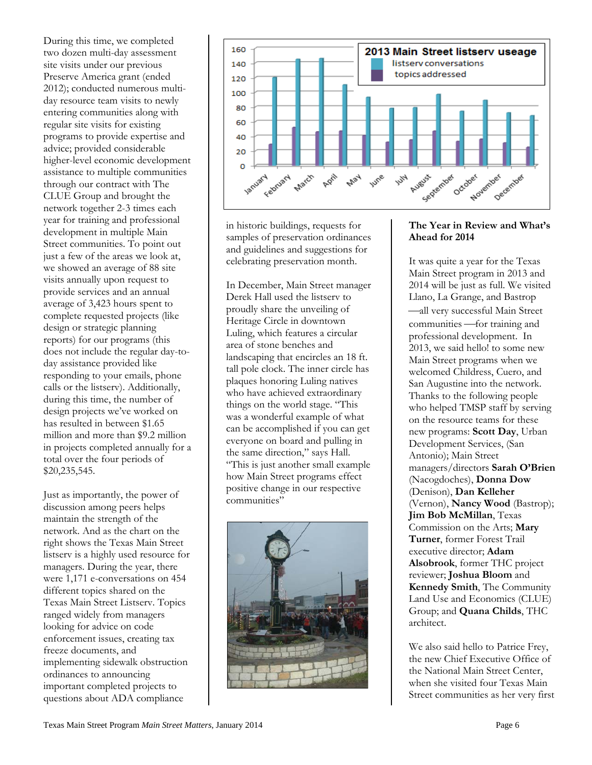During this time, we completed two dozen multi-day assessment site visits under our previous Preserve America grant (ended 2012); conducted numerous multi-day resource team visits to newly entering communities along with regular site visits for existing programs to provide expertise and advice; provided considerable higher-level economic development assistance to multiple communities through our contract with The CLUE Group and brought the network together 2-3 times each year for training and professional development in multiple Main Street communities. To point out just a few of the areas we look at, we showed an average of 88 site visits annually upon request to provide services and an annual average of 3,423 hours spent to complete requested projects (like design or strategic planning reports) for our programs (this does not include the regular day-to-day assistance provided like responding to your emails, phone calls or the listserv). Additionally, during this time, the number of design projects we've worked on has resulted in between $1.65 million and more than $9.2 million in projects completed annually for a total over the four periods of $20,235,545.

Just as importantly, the power of discussion among peers helps maintain the strength of the network. And as the chart on the right shows the Texas Main Street listserv is a highly used resource for managers. During the year, there were 1,171 e-conversations on 454 different topics shared on the Texas Main Street Listserv. Topics ranged widely from managers looking for advice on code enforcement issues, creating tax freeze documents, and implementing sidewalk obstruction ordinances to announcing important completed projects to questions about ADA compliance in historic buildings, requests for samples of preservation ordinances and guidelines and suggestions for celebrating preservation month.

**2013 Main Street listserv useage**

| Month | listserv conversations | topics addressed |
|---|---|---|
| January | 121 | 30 |
| February | 146 | 53 |
| March | 147 | 47 |
| April | 111 | 48 |
| May | 94 | 42 |
| June | 79 | 33 |
| July | 80 | 36 |
| August | 98 | 48 |
| September | 75 | 34 |
| October | 90 | 37 |
| November | 73 | 32 |
| December | 69 | 26 |

In December, Main Street manager Derek Hall used the listserv to proudly share the unveiling of Heritage Circle in downtown Luling, which features a circular area of stone benches and landscaping that encircles an 18 ft. tall pole clock. The inner circle has plaques honoring Luling natives who have achieved extraordinary things on the world stage. "This was a wonderful example of what can be accomplished if you can get everyone on board and pulling in the same direction," says Hall. "This is just another small example how Main Street programs effect positive change in our respective communities"

**The Year in Review and What's Ahead for 2014**

It was quite a year for the Texas Main Street program in 2013 and 2014 will be just as full. We visited Llano, La Grange, and Bastrop —all very successful Main Street communities —for training and professional development. In 2013, we said hello! to some new Main Street programs when we welcomed Childress, Cuero, and San Augustine into the network. Thanks to the following people who helped TMSP staff by serving on the resource teams for these new programs: **Scott Day**, Urban Development Services, (San Antonio); Main Street managers/directors **Sarah O'Brien** (Nacogdoches), **Donna Dow** (Denison), **Dan Kelleher** (Vernon), **Nancy Wood** (Bastrop); **Jim Bob McMillan**, Texas Commission on the Arts; **Mary Turner**, former Forest Trail executive director; **Adam Alsobrook**, former THC project reviewer; **Joshua Bloom** and **Kennedy Smith**, The Community Land Use and Economics (CLUE) Group; and **Quana Childs**, THC architect.

We also said hello to Patrice Frey, the new Chief Executive Office of the National Main Street Center, when she visited four Texas Main Street communities as her very first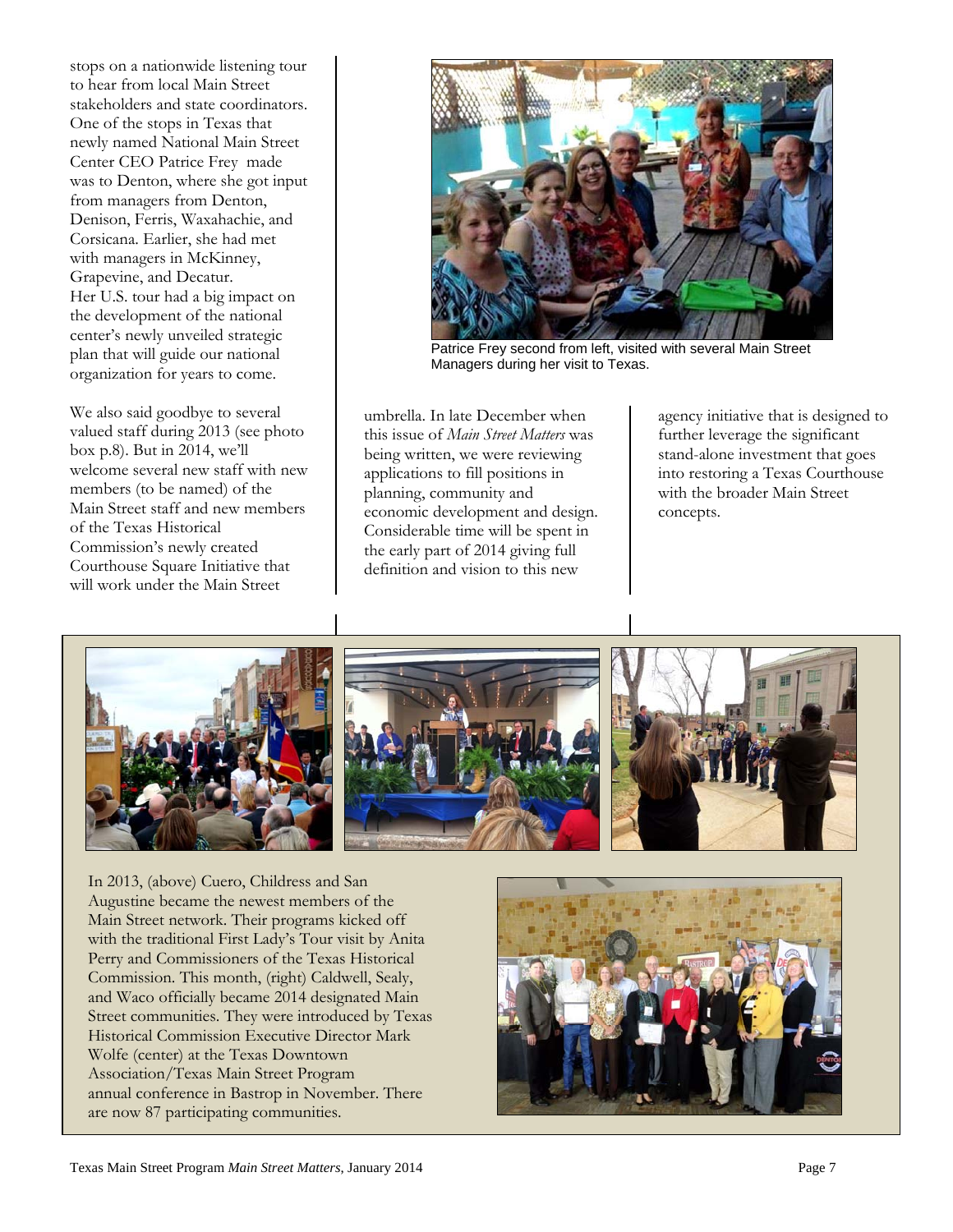stops on a nationwide listening tour to hear from local Main Street stakeholders and state coordinators. One of the stops in Texas that newly named National Main Street Center CEO Patrice Frey made was to Denton, where she got input from managers from Denton, Denison, Ferris, Waxahachie, and Corsicana. Earlier, she had met with managers in McKinney, Grapevine, and Decatur.
Her U.S. tour had a big impact on the development of the national center's newly unveiled strategic plan that will guide our national organization for years to come.

Patrice Frey second from left, visited with several Main Street Managers during her visit to Texas.

We also said goodbye to several valued staff during 2013 (see photo box p.8). But in 2014, we'll welcome several new staff with new members (to be named) of the Main Street staff and new members of the Texas Historical Commission's newly created Courthouse Square Initiative that will work under the Main Street umbrella. In late December when this issue of *Main Street Matters* was being written, we were reviewing applications to fill positions in planning, community and economic development and design. Considerable time will be spent in the early part of 2014 giving full definition and vision to this new agency initiative that is designed to further leverage the significant stand-alone investment that goes into restoring a Texas Courthouse with the broader Main Street concepts.

In 2013, (above) Cuero, Childress and San Augustine became the newest members of the Main Street network. Their programs kicked off with the traditional First Lady's Tour visit by Anita Perry and Commissioners of the Texas Historical Commission. This month, (right) Caldwell, Sealy, and Waco officially became 2014 designated Main Street communities. They were introduced by Texas Historical Commission Executive Director Mark Wolfe (center) at the Texas Downtown Association/Texas Main Street Program annual conference in Bastrop in November. There are now 87 participating communities.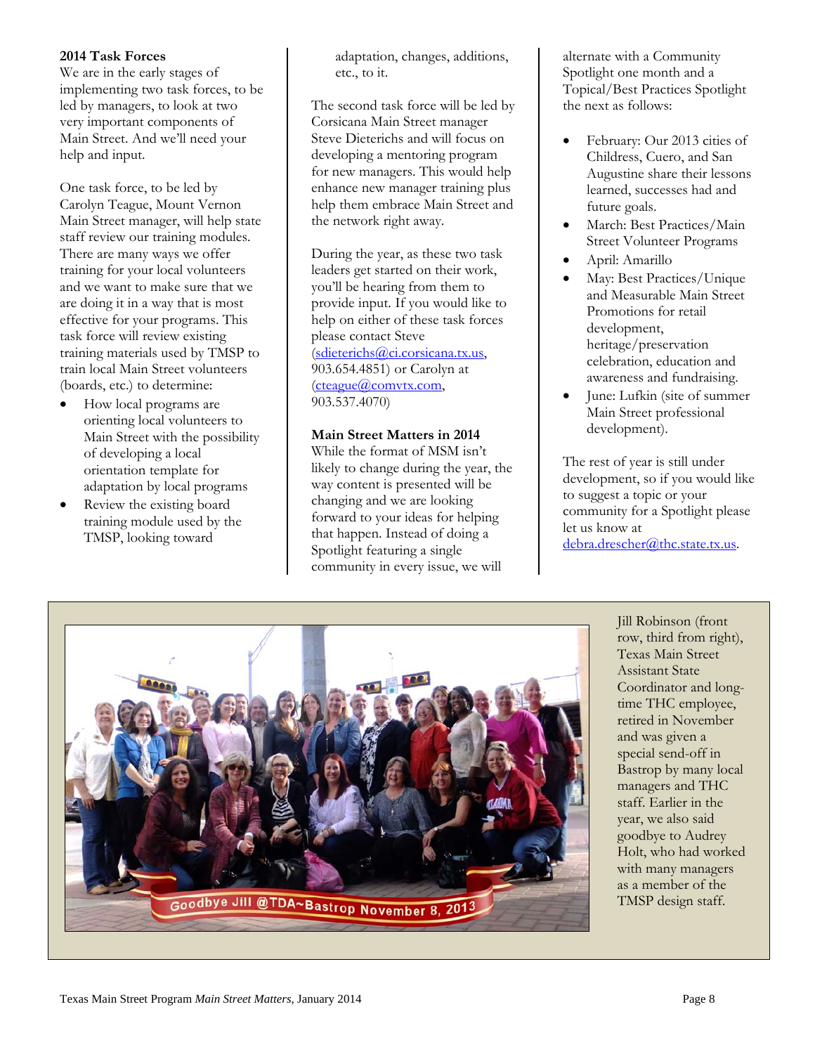**2014 Task Forces**

We are in the early stages of implementing two task forces, to be led by managers, to look at two very important components of Main Street. And we'll need your help and input.

One task force, to be led by Carolyn Teague, Mount Vernon Main Street manager, will help state staff review our training modules. There are many ways we offer training for your local volunteers and we want to make sure that we are doing it in a way that is most effective for your programs. This task force will review existing training materials used by TMSP to train local Main Street volunteers (boards, etc.) to determine:

- How local programs are orienting local volunteers to Main Street with the possibility of developing a local orientation template for adaptation by local programs
- Review the existing board training module used by the TMSP, looking toward adaptation, changes, additions, etc., to it.

The second task force will be led by Corsicana Main Street manager Steve Dieterichs and will focus on developing a mentoring program for new managers. This would help enhance new manager training plus help them embrace Main Street and the network right away.

During the year, as these two task leaders get started on their work, you'll be hearing from them to provide input. If you would like to help on either of these task forces please contact Steve (sdieterichs@ci.corsicana.tx.us, 903.654.4851) or Carolyn at (cteague@comvtx.com, 903.537.4070)

**Main Street Matters in 2014**

While the format of MSM isn't likely to change during the year, the way content is presented will be changing and we are looking forward to your ideas for helping that happen. Instead of doing a Spotlight featuring a single community in every issue, we will alternate with a Community Spotlight one month and a Topical/Best Practices Spotlight the next as follows:

- February: Our 2013 cities of Childress, Cuero, and San Augustine share their lessons learned, successes had and future goals.
- March: Best Practices/Main Street Volunteer Programs
- April: Amarillo
- May: Best Practices/Unique and Measurable Main Street Promotions for retail development, heritage/preservation celebration, education and awareness and fundraising.
- June: Lufkin (site of summer Main Street professional development).

The rest of year is still under development, so if you would like to suggest a topic or your community for a Spotlight please let us know at debra.drescher@thc.state.tx.us.

Jill Robinson (front row, third from right), Texas Main Street Assistant State Coordinator and long-time THC employee, retired in November and was given a special send-off in Bastrop by many local managers and THC staff. Earlier in the year, we also said goodbye to Audrey Holt, who had worked with many managers as a member of the TMSP design staff.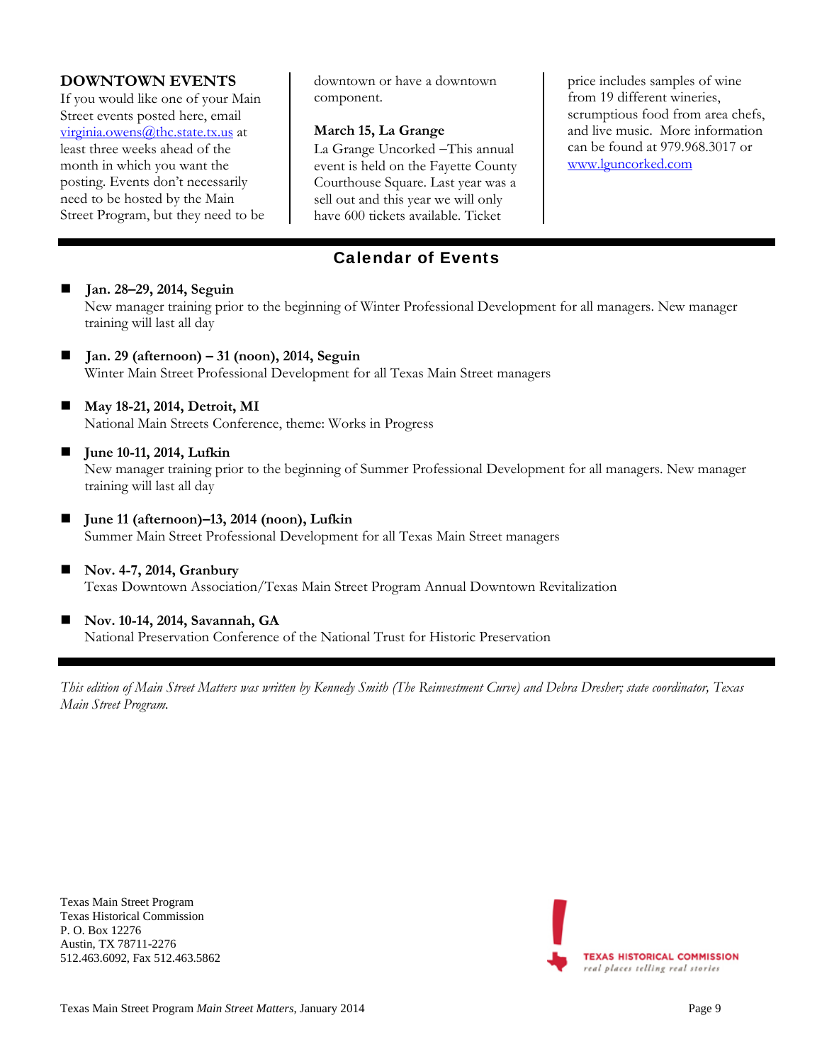## DOWNTOWN EVENTS

If you would like one of your Main Street events posted here, email virginia.owens@thc.state.tx.us at least three weeks ahead of the month in which you want the posting. Events don't necessarily need to be hosted by the Main Street Program, but they need to be downtown or have a downtown component.

**March 15, La Grange**

La Grange Uncorked –This annual event is held on the Fayette County Courthouse Square. Last year was a sell out and this year we will only have 600 tickets available. Ticket price includes samples of wine from 19 different wineries, scrumptious food from area chefs, and live music. More information can be found at 979.968.3017 or www.lguncorked.com

## Calendar of Events

- **Jan. 28–29, 2014, Seguin**
  New manager training prior to the beginning of Winter Professional Development for all managers. New manager training will last all day

- **Jan. 29 (afternoon) – 31 (noon), 2014, Seguin**
  Winter Main Street Professional Development for all Texas Main Street managers

- **May 18-21, 2014, Detroit, MI**
  National Main Streets Conference, theme: Works in Progress

- **June 10-11, 2014, Lufkin**
  New manager training prior to the beginning of Summer Professional Development for all managers. New manager training will last all day

- **June 11 (afternoon)–13, 2014 (noon), Lufkin**
  Summer Main Street Professional Development for all Texas Main Street managers

- **Nov. 4-7, 2014, Granbury**
  Texas Downtown Association/Texas Main Street Program Annual Downtown Revitalization

- **Nov. 10-14, 2014, Savannah, GA**
  National Preservation Conference of the National Trust for Historic Preservation

*This edition of Main Street Matters was written by Kennedy Smith (The Reinvestment Curve) and Debra Dresher; state coordinator, Texas Main Street Program.*

Texas Main Street Program
Texas Historical Commission
P. O. Box 12276
Austin, TX 78711-2276
512.463.6092, Fax 512.463.5862

TEXAS HISTORICAL COMMISSION
*real places telling real stories*